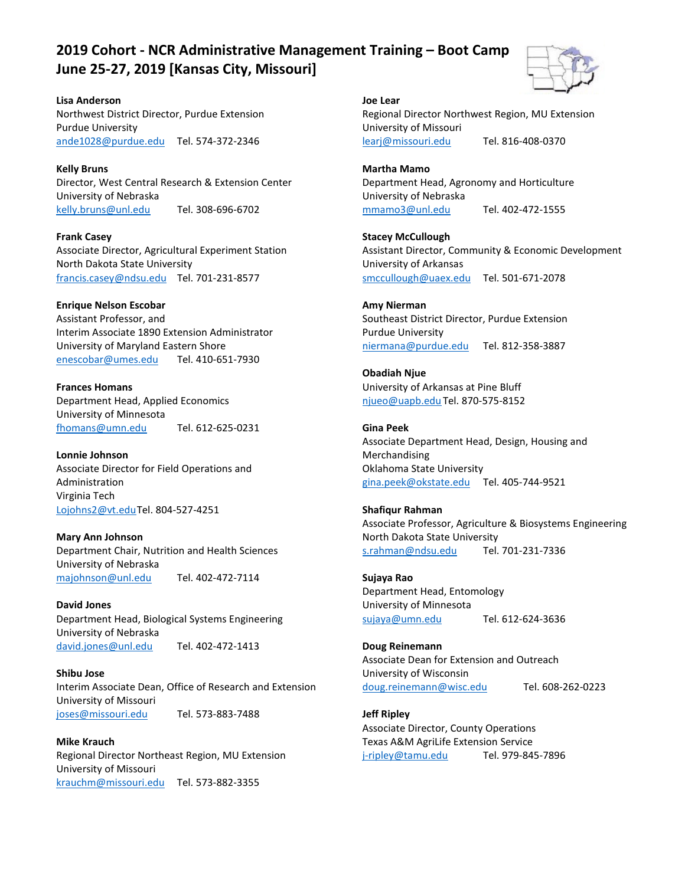# 2019 Cohort - NCR Administrative Management Training – Boot Camp
# June 25-27, 2019 [Kansas City, Missouri]

**Lisa Anderson**
Northwest District Director, Purdue Extension
Purdue University
ande1028@purdue.edu Tel. 574-372-2346

**Kelly Bruns**
Director, West Central Research & Extension Center
University of Nebraska
kelly.bruns@unl.edu Tel. 308-696-6702

**Frank Casey**
Associate Director, Agricultural Experiment Station
North Dakota State University
francis.casey@ndsu.edu Tel. 701-231-8577

**Enrique Nelson Escobar**
Assistant Professor, and
Interim Associate 1890 Extension Administrator
University of Maryland Eastern Shore
enescobar@umes.edu Tel. 410-651-7930

**Frances Homans**
Department Head, Applied Economics
University of Minnesota
fhomans@umn.edu Tel. 612-625-0231

**Lonnie Johnson**
Associate Director for Field Operations and Administration
Virginia Tech
Lojohns2@vt.edu Tel. 804-527-4251

**Mary Ann Johnson**
Department Chair, Nutrition and Health Sciences
University of Nebraska
majohnson@unl.edu Tel. 402-472-7114

**David Jones**
Department Head, Biological Systems Engineering
University of Nebraska
david.jones@unl.edu Tel. 402-472-1413

**Shibu Jose**
Interim Associate Dean, Office of Research and Extension
University of Missouri
joses@missouri.edu Tel. 573-883-7488

**Mike Krauch**
Regional Director Northeast Region, MU Extension
University of Missouri
krauchm@missouri.edu Tel. 573-882-3355

**Joe Lear**
Regional Director Northwest Region, MU Extension
University of Missouri
learj@missouri.edu Tel. 816-408-0370

**Martha Mamo**
Department Head, Agronomy and Horticulture
University of Nebraska
mmamo3@unl.edu Tel. 402-472-1555

**Stacey McCullough**
Assistant Director, Community & Economic Development
University of Arkansas
smccullough@uaex.edu Tel. 501-671-2078

**Amy Nierman**
Southeast District Director, Purdue Extension
Purdue University
niermana@purdue.edu Tel. 812-358-3887

**Obadiah Njue**
University of Arkansas at Pine Bluff
njueo@uapb.edu Tel. 870-575-8152

**Gina Peek**
Associate Department Head, Design, Housing and Merchandising
Oklahoma State University
gina.peek@okstate.edu Tel. 405-744-9521

**Shafiqur Rahman**
Associate Professor, Agriculture & Biosystems Engineering
North Dakota State University
s.rahman@ndsu.edu Tel. 701-231-7336

**Sujaya Rao**
Department Head, Entomology
University of Minnesota
sujaya@umn.edu Tel. 612-624-3636

**Doug Reinemann**
Associate Dean for Extension and Outreach
University of Wisconsin
doug.reinemann@wisc.edu Tel. 608-262-0223

**Jeff Ripley**
Associate Director, County Operations
Texas A&M AgriLife Extension Service
j-ripley@tamu.edu Tel. 979-845-7896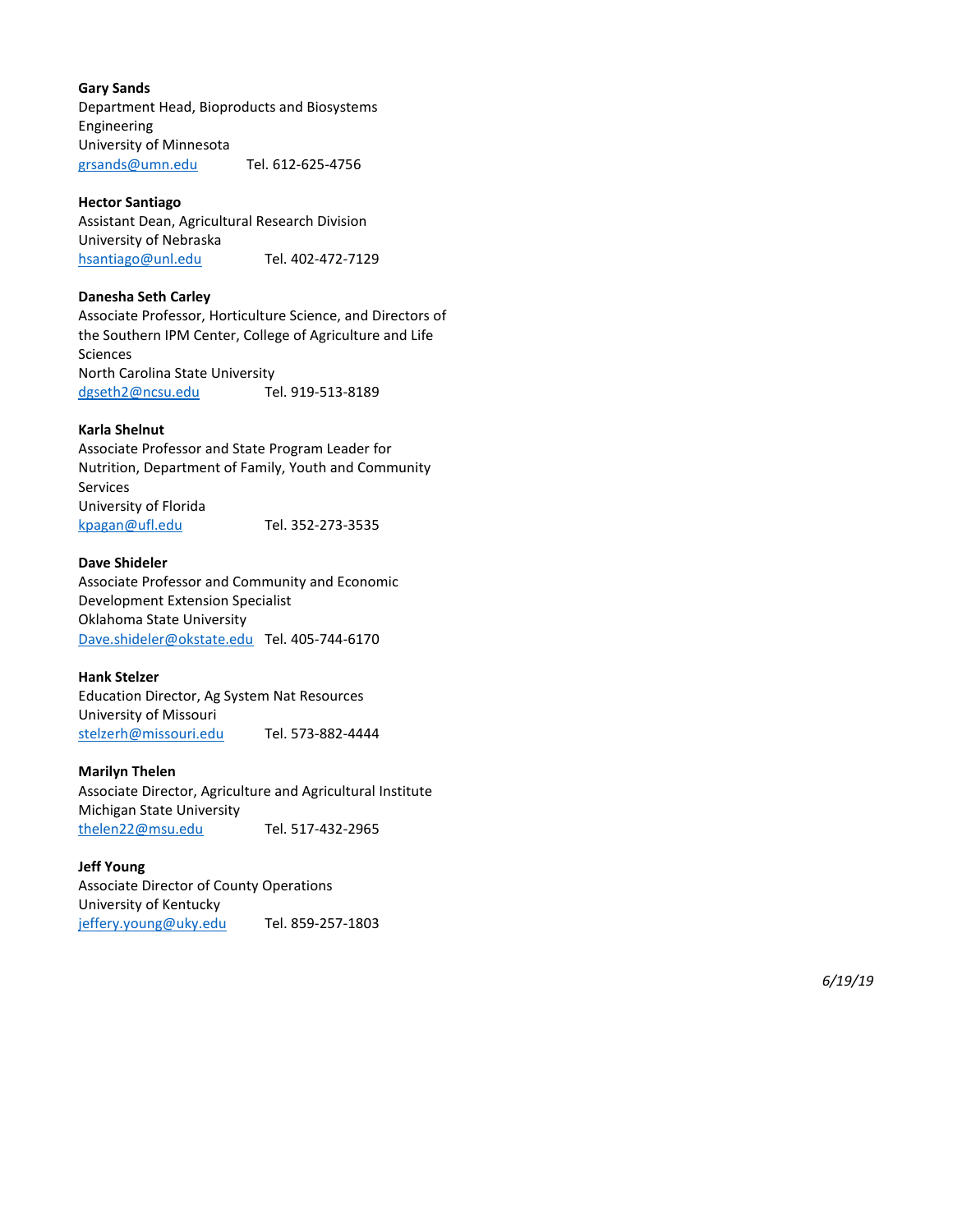**Gary Sands**
Department Head, Bioproducts and Biosystems Engineering
University of Minnesota
grsands@umn.edu Tel. 612-625-4756

**Hector Santiago**
Assistant Dean, Agricultural Research Division
University of Nebraska
hsantiago@unl.edu Tel. 402-472-7129

**Danesha Seth Carley**
Associate Professor, Horticulture Science, and Directors of the Southern IPM Center, College of Agriculture and Life Sciences
North Carolina State University
dgseth2@ncsu.edu Tel. 919-513-8189

**Karla Shelnut**
Associate Professor and State Program Leader for Nutrition, Department of Family, Youth and Community Services
University of Florida
kpagan@ufl.edu Tel. 352-273-3535

**Dave Shideler**
Associate Professor and Community and Economic Development Extension Specialist
Oklahoma State University
Dave.shideler@okstate.edu Tel. 405-744-6170

**Hank Stelzer**
Education Director, Ag System Nat Resources
University of Missouri
stelzerh@missouri.edu Tel. 573-882-4444

**Marilyn Thelen**
Associate Director, Agriculture and Agricultural Institute
Michigan State University
thelen22@msu.edu Tel. 517-432-2965

**Jeff Young**
Associate Director of County Operations
University of Kentucky
jeffery.young@uky.edu Tel. 859-257-1803

*6/19/19*